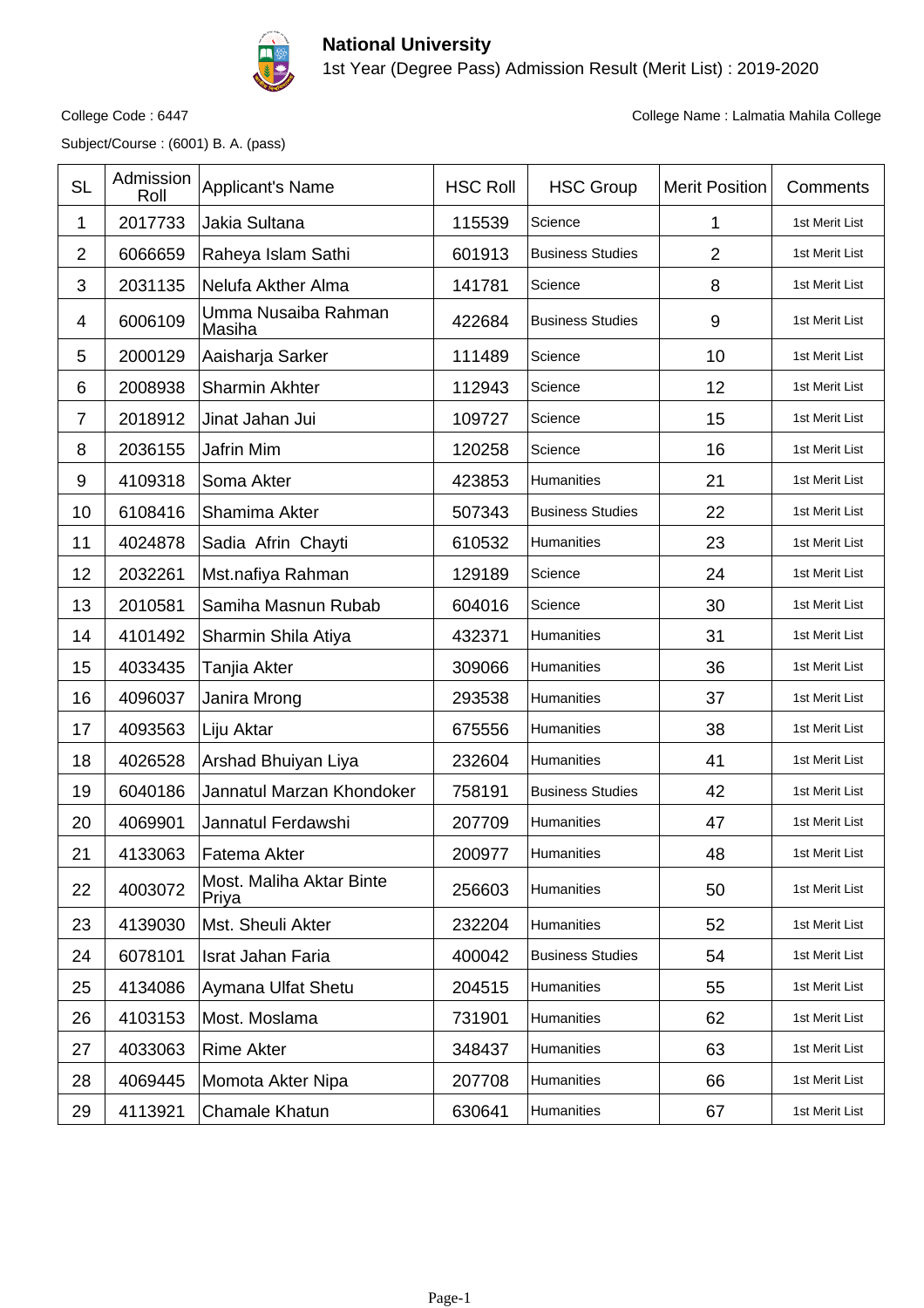# National University

1st Year (Degree Pass) Admission Result (Merit List) : 2019-2020

College Code : 6447

College Name : Lalmatia Mahila College

Subject/Course : (6001) B. A. (pass)

| SL | Admission Roll | Applicant's Name | HSC Roll | HSC Group | Merit Position | Comments |
|---|---|---|---|---|---|---|
| 1 | 2017733 | Jakia Sultana | 115539 | Science | 1 | 1st Merit List |
| 2 | 6066659 | Raheya Islam Sathi | 601913 | Business Studies | 2 | 1st Merit List |
| 3 | 2031135 | Nelufa Akther Alma | 141781 | Science | 8 | 1st Merit List |
| 4 | 6006109 | Umma Nusaiba Rahman Masiha | 422684 | Business Studies | 9 | 1st Merit List |
| 5 | 2000129 | Aaisharja Sarker | 111489 | Science | 10 | 1st Merit List |
| 6 | 2008938 | Sharmin Akhter | 112943 | Science | 12 | 1st Merit List |
| 7 | 2018912 | Jinat Jahan Jui | 109727 | Science | 15 | 1st Merit List |
| 8 | 2036155 | Jafrin Mim | 120258 | Science | 16 | 1st Merit List |
| 9 | 4109318 | Soma Akter | 423853 | Humanities | 21 | 1st Merit List |
| 10 | 6108416 | Shamima Akter | 507343 | Business Studies | 22 | 1st Merit List |
| 11 | 4024878 | Sadia Afrin Chayti | 610532 | Humanities | 23 | 1st Merit List |
| 12 | 2032261 | Mst.nafiya Rahman | 129189 | Science | 24 | 1st Merit List |
| 13 | 2010581 | Samiha Masnun Rubab | 604016 | Science | 30 | 1st Merit List |
| 14 | 4101492 | Sharmin Shila Atiya | 432371 | Humanities | 31 | 1st Merit List |
| 15 | 4033435 | Tanjia Akter | 309066 | Humanities | 36 | 1st Merit List |
| 16 | 4096037 | Janira Mrong | 293538 | Humanities | 37 | 1st Merit List |
| 17 | 4093563 | Liju Aktar | 675556 | Humanities | 38 | 1st Merit List |
| 18 | 4026528 | Arshad Bhuiyan Liya | 232604 | Humanities | 41 | 1st Merit List |
| 19 | 6040186 | Jannatul Marzan Khondoker | 758191 | Business Studies | 42 | 1st Merit List |
| 20 | 4069901 | Jannatul Ferdawshi | 207709 | Humanities | 47 | 1st Merit List |
| 21 | 4133063 | Fatema Akter | 200977 | Humanities | 48 | 1st Merit List |
| 22 | 4003072 | Most. Maliha Aktar Binte Priya | 256603 | Humanities | 50 | 1st Merit List |
| 23 | 4139030 | Mst. Sheuli Akter | 232204 | Humanities | 52 | 1st Merit List |
| 24 | 6078101 | Israt Jahan Faria | 400042 | Business Studies | 54 | 1st Merit List |
| 25 | 4134086 | Aymana Ulfat Shetu | 204515 | Humanities | 55 | 1st Merit List |
| 26 | 4103153 | Most. Moslama | 731901 | Humanities | 62 | 1st Merit List |
| 27 | 4033063 | Rime Akter | 348437 | Humanities | 63 | 1st Merit List |
| 28 | 4069445 | Momota Akter Nipa | 207708 | Humanities | 66 | 1st Merit List |
| 29 | 4113921 | Chamale Khatun | 630641 | Humanities | 67 | 1st Merit List |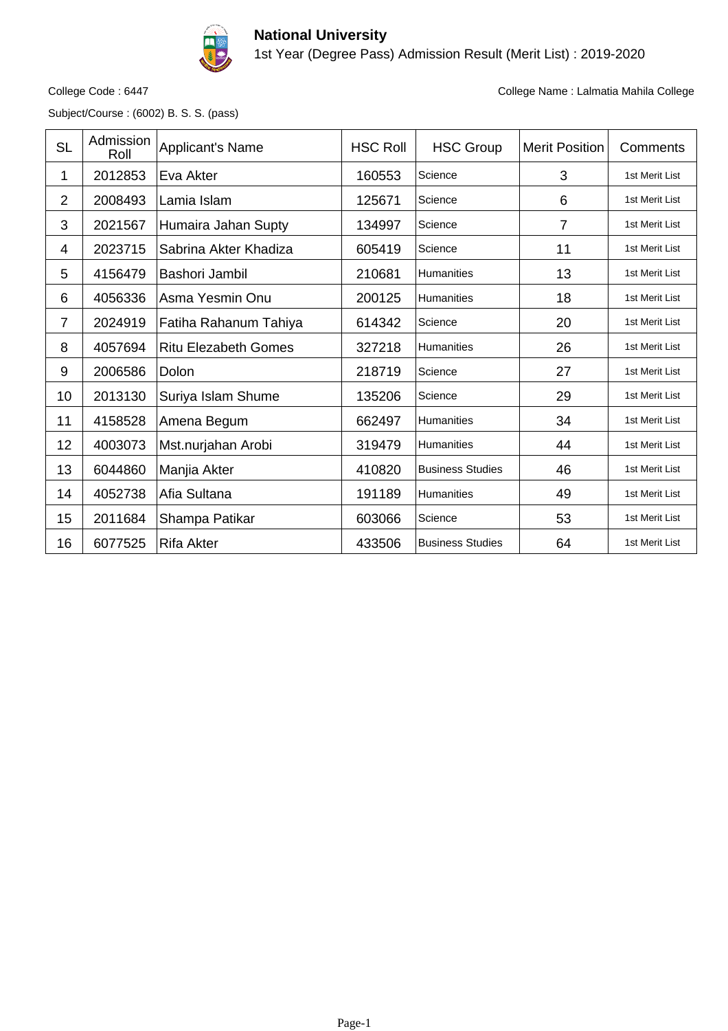# National University

1st Year (Degree Pass) Admission Result (Merit List) : 2019-2020

College Code : 6447

College Name : Lalmatia Mahila College

Subject/Course : (6002) B. S. S. (pass)

| SL | Admission Roll | Applicant's Name | HSC Roll | HSC Group | Merit Position | Comments |
|---|---|---|---|---|---|---|
| 1 | 2012853 | Eva Akter | 160553 | Science | 3 | 1st Merit List |
| 2 | 2008493 | Lamia Islam | 125671 | Science | 6 | 1st Merit List |
| 3 | 2021567 | Humaira Jahan Supty | 134997 | Science | 7 | 1st Merit List |
| 4 | 2023715 | Sabrina Akter Khadiza | 605419 | Science | 11 | 1st Merit List |
| 5 | 4156479 | Bashori Jambil | 210681 | Humanities | 13 | 1st Merit List |
| 6 | 4056336 | Asma Yesmin Onu | 200125 | Humanities | 18 | 1st Merit List |
| 7 | 2024919 | Fatiha Rahanum Tahiya | 614342 | Science | 20 | 1st Merit List |
| 8 | 4057694 | Ritu Elezabeth Gomes | 327218 | Humanities | 26 | 1st Merit List |
| 9 | 2006586 | Dolon | 218719 | Science | 27 | 1st Merit List |
| 10 | 2013130 | Suriya Islam Shume | 135206 | Science | 29 | 1st Merit List |
| 11 | 4158528 | Amena Begum | 662497 | Humanities | 34 | 1st Merit List |
| 12 | 4003073 | Mst.nurjahan Arobi | 319479 | Humanities | 44 | 1st Merit List |
| 13 | 6044860 | Manjia Akter | 410820 | Business Studies | 46 | 1st Merit List |
| 14 | 4052738 | Afia Sultana | 191189 | Humanities | 49 | 1st Merit List |
| 15 | 2011684 | Shampa Patikar | 603066 | Science | 53 | 1st Merit List |
| 16 | 6077525 | Rifa Akter | 433506 | Business Studies | 64 | 1st Merit List |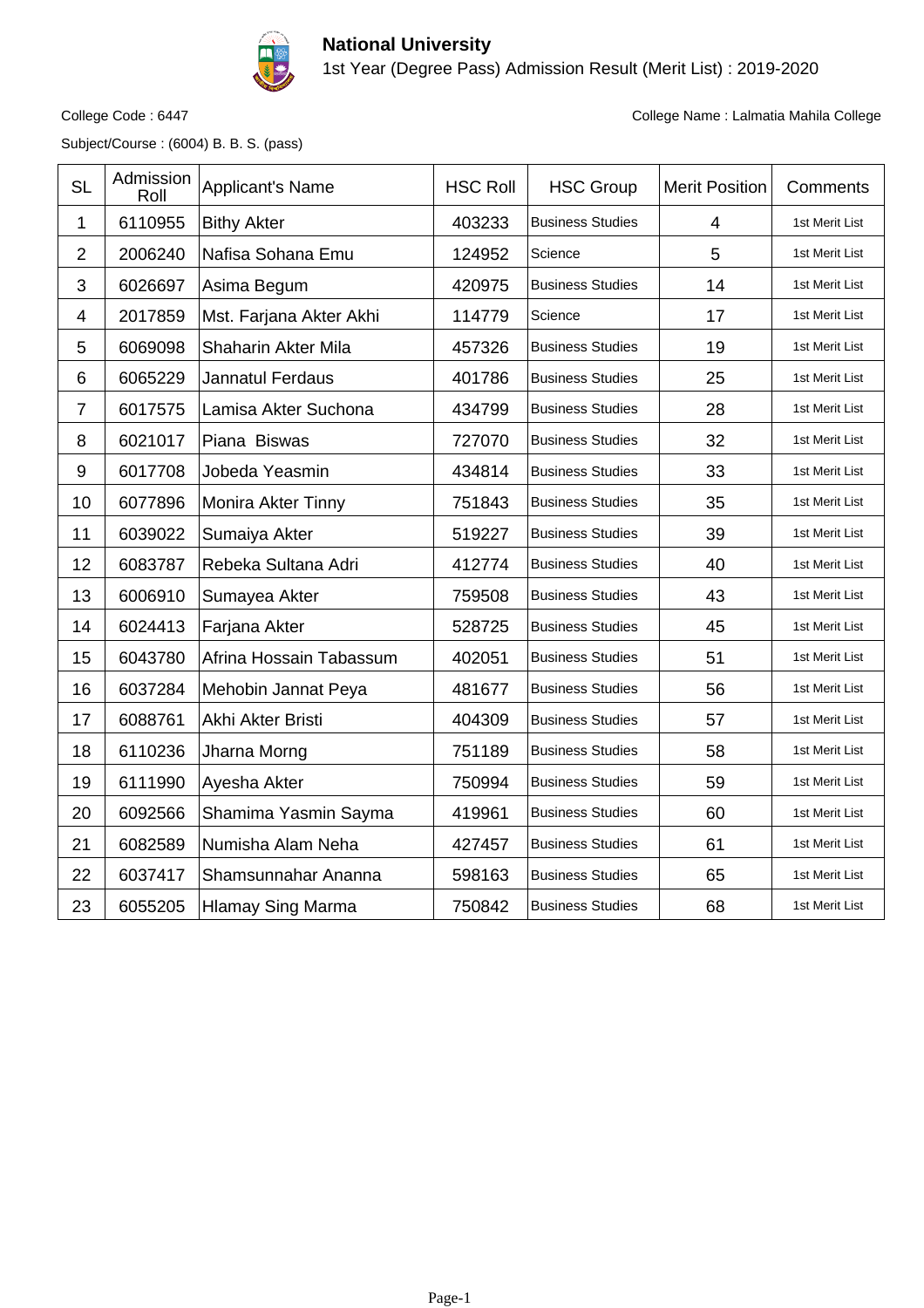# National University

1st Year (Degree Pass) Admission Result (Merit List) : 2019-2020

College Code : 6447

College Name : Lalmatia Mahila College

Subject/Course : (6004) B. B. S. (pass)

| SL | Admission Roll | Applicant's Name | HSC Roll | HSC Group | Merit Position | Comments |
|---|---|---|---|---|---|---|
| 1 | 6110955 | Bithy Akter | 403233 | Business Studies | 4 | 1st Merit List |
| 2 | 2006240 | Nafisa Sohana Emu | 124952 | Science | 5 | 1st Merit List |
| 3 | 6026697 | Asima Begum | 420975 | Business Studies | 14 | 1st Merit List |
| 4 | 2017859 | Mst. Farjana Akter Akhi | 114779 | Science | 17 | 1st Merit List |
| 5 | 6069098 | Shaharin Akter Mila | 457326 | Business Studies | 19 | 1st Merit List |
| 6 | 6065229 | Jannatul Ferdaus | 401786 | Business Studies | 25 | 1st Merit List |
| 7 | 6017575 | Lamisa Akter Suchona | 434799 | Business Studies | 28 | 1st Merit List |
| 8 | 6021017 | Piana Biswas | 727070 | Business Studies | 32 | 1st Merit List |
| 9 | 6017708 | Jobeda Yeasmin | 434814 | Business Studies | 33 | 1st Merit List |
| 10 | 6077896 | Monira Akter Tinny | 751843 | Business Studies | 35 | 1st Merit List |
| 11 | 6039022 | Sumaiya Akter | 519227 | Business Studies | 39 | 1st Merit List |
| 12 | 6083787 | Rebeka Sultana Adri | 412774 | Business Studies | 40 | 1st Merit List |
| 13 | 6006910 | Sumayea Akter | 759508 | Business Studies | 43 | 1st Merit List |
| 14 | 6024413 | Farjana Akter | 528725 | Business Studies | 45 | 1st Merit List |
| 15 | 6043780 | Afrina Hossain Tabassum | 402051 | Business Studies | 51 | 1st Merit List |
| 16 | 6037284 | Mehobin Jannat Peya | 481677 | Business Studies | 56 | 1st Merit List |
| 17 | 6088761 | Akhi Akter Bristi | 404309 | Business Studies | 57 | 1st Merit List |
| 18 | 6110236 | Jharna Morng | 751189 | Business Studies | 58 | 1st Merit List |
| 19 | 6111990 | Ayesha Akter | 750994 | Business Studies | 59 | 1st Merit List |
| 20 | 6092566 | Shamima Yasmin Sayma | 419961 | Business Studies | 60 | 1st Merit List |
| 21 | 6082589 | Numisha Alam Neha | 427457 | Business Studies | 61 | 1st Merit List |
| 22 | 6037417 | Shamsunnahar Ananna | 598163 | Business Studies | 65 | 1st Merit List |
| 23 | 6055205 | Hlamay Sing Marma | 750842 | Business Studies | 68 | 1st Merit List |